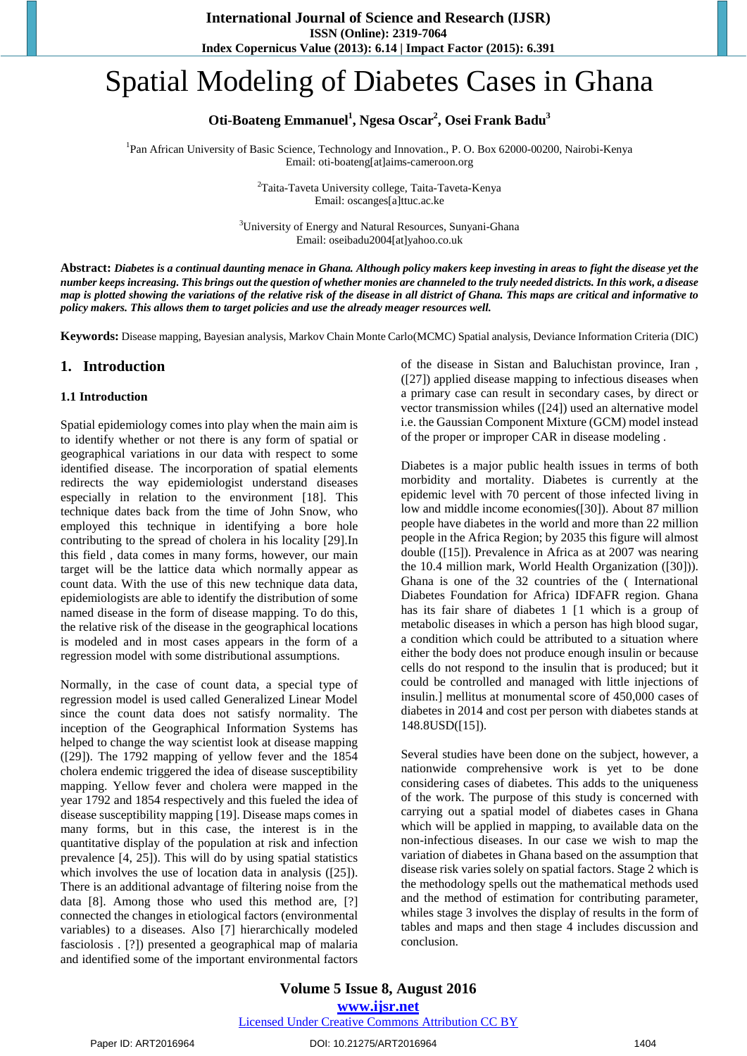# Spatial Modeling of Diabetes Cases in Ghana

**Oti-Boateng Emmanuel[1], Ngesa Oscar[2], Osei Frank Badu[3]**

[1]Pan African University of Basic Science, Technology and Innovation., P. O. Box 62000-00200, Nairobi-Kenya
Email: oti-boateng[at]aims-cameroon.org

[2]Taita-Taveta University college, Taita-Taveta-Kenya
Email: oscanges[a]ttuc.ac.ke

[3]University of Energy and Natural Resources, Sunyani-Ghana
Email: oseibadu2004[at]yahoo.co.uk

**Abstract:** ***Diabetes is a continual daunting menace in Ghana. Although policy makers keep investing in areas to fight the disease yet the number keeps increasing. This brings out the question of whether monies are channeled to the truly needed districts. In this work, a disease map is plotted showing the variations of the relative risk of the disease in all district of Ghana. This maps are critical and informative to policy makers. This allows them to target policies and use the already meager resources well.***

**Keywords:** Disease mapping, Bayesian analysis, Markov Chain Monte Carlo(MCMC) Spatial analysis, Deviance Information Criteria (DIC)

## 1. Introduction

### 1.1 Introduction

Spatial epidemiology comes into play when the main aim is to identify whether or not there is any form of spatial or geographical variations in our data with respect to some identified disease. The incorporation of spatial elements redirects the way epidemiologist understand diseases especially in relation to the environment [18]. This technique dates back from the time of John Snow, who employed this technique in identifying a bore hole contributing to the spread of cholera in his locality [29].In this field , data comes in many forms, however, our main target will be the lattice data which normally appear as count data. With the use of this new technique data data, epidemiologists are able to identify the distribution of some named disease in the form of disease mapping. To do this, the relative risk of the disease in the geographical locations is modeled and in most cases appears in the form of a regression model with some distributional assumptions.

Normally, in the case of count data, a special type of regression model is used called Generalized Linear Model since the count data does not satisfy normality. The inception of the Geographical Information Systems has helped to change the way scientist look at disease mapping ([29]). The 1792 mapping of yellow fever and the 1854 cholera endemic triggered the idea of disease susceptibility mapping. Yellow fever and cholera were mapped in the year 1792 and 1854 respectively and this fueled the idea of disease susceptibility mapping [19]. Disease maps comes in many forms, but in this case, the interest is in the quantitative display of the population at risk and infection prevalence [4, 25]). This will do by using spatial statistics which involves the use of location data in analysis ([25]). There is an additional advantage of filtering noise from the data [8]. Among those who used this method are, [?] connected the changes in etiological factors (environmental variables) to a diseases. Also [7] hierarchically modeled fasciolosis . [?]) presented a geographical map of malaria and identified some of the important environmental factors of the disease in Sistan and Baluchistan province, Iran , ([27]) applied disease mapping to infectious diseases when a primary case can result in secondary cases, by direct or vector transmission whiles ([24]) used an alternative model i.e. the Gaussian Component Mixture (GCM) model instead of the proper or improper CAR in disease modeling .

Diabetes is a major public health issues in terms of both morbidity and mortality. Diabetes is currently at the epidemic level with 70 percent of those infected living in low and middle income economies([30]). About 87 million people have diabetes in the world and more than 22 million people in the Africa Region; by 2035 this figure will almost double ([15]). Prevalence in Africa as at 2007 was nearing the 10.4 million mark, World Health Organization ([30])). Ghana is one of the 32 countries of the ( International Diabetes Foundation for Africa) IDFAFR region. Ghana has its fair share of diabetes 1 [1 which is a group of metabolic diseases in which a person has high blood sugar, a condition which could be attributed to a situation where either the body does not produce enough insulin or because cells do not respond to the insulin that is produced; but it could be controlled and managed with little injections of insulin.] mellitus at monumental score of 450,000 cases of diabetes in 2014 and cost per person with diabetes stands at 148.8USD([15]).

Several studies have been done on the subject, however, a nationwide comprehensive work is yet to be done considering cases of diabetes. This adds to the uniqueness of the work. The purpose of this study is concerned with carrying out a spatial model of diabetes cases in Ghana which will be applied in mapping, to available data on the non-infectious diseases. In our case we wish to map the variation of diabetes in Ghana based on the assumption that disease risk varies solely on spatial factors. Stage 2 which is the methodology spells out the mathematical methods used and the method of estimation for contributing parameter, whiles stage 3 involves the display of results in the form of tables and maps and then stage 4 includes discussion and conclusion.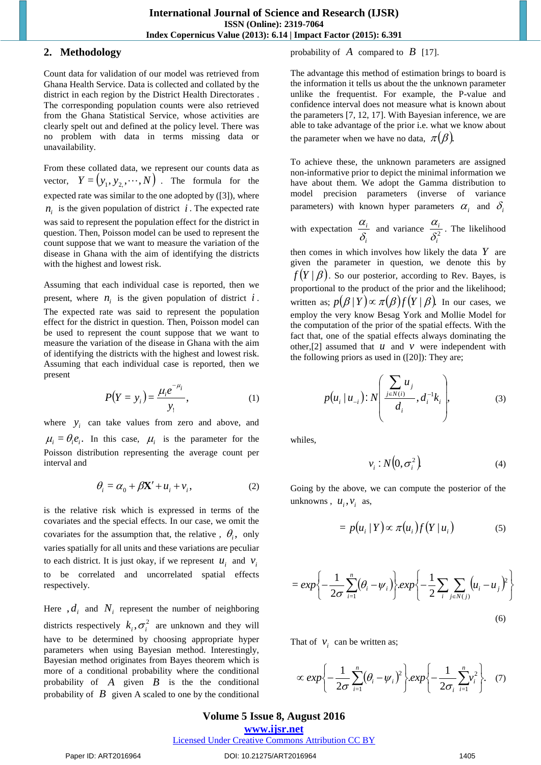## 2. Methodology

Count data for validation of our model was retrieved from Ghana Health Service. Data is collected and collated by the district in each region by the District Health Directorates . The corresponding population counts were also retrieved from the Ghana Statistical Service, whose activities are clearly spelt out and defined at the policy level. There was no problem with data in terms missing data or unavailability.

From these collated data, we represent our counts data as vector, $Y = (y_1, y_{2,}, \cdots, N)$ . The formula for the expected rate was similar to the one adopted by ([3]), where $n_i$ is the given population of district $i$ . The expected rate was said to represent the population effect for the district in question. Then, Poisson model can be used to represent the count suppose that we want to measure the variation of the disease in Ghana with the aim of identifying the districts with the highest and lowest risk.

Assuming that each individual case is reported, then we present, where $n_i$ is the given population of district $i$ . The expected rate was said to represent the population effect for the district in question. Then, Poisson model can be used to represent the count suppose that we want to measure the variation of the disease in Ghana with the aim of identifying the districts with the highest and lowest risk. Assuming that each individual case is reported, then we present

$$P(Y = y_i) = \frac{\mu_i e^{-\mu_i}}{y_!}, \tag{1}$$

where $y_i$ can take values from zero and above, and $\mu_i = \theta_i e_i$. In this case, $\mu_i$ is the parameter for the Poisson distribution representing the average count per interval and

$$\theta_i = \alpha_0 + \beta \mathbf{X}' + u_i + v_i, \tag{2}$$

is the relative risk which is expressed in terms of the covariates and the special effects. In our case, we omit the covariates for the assumption that, the relative , $\theta_i$, only varies spatially for all units and these variations are peculiar to each district. It is just okay, if we represent $u_i$ and $v_i$ to be correlated and uncorrelated spatial effects respectively.

Here , $d_i$ and $N_i$ represent the number of neighboring districts respectively $k_i, \sigma_i^2$ are unknown and they will have to be determined by choosing appropriate hyper parameters when using Bayesian method. Interestingly, Bayesian method originates from Bayes theorem which is more of a conditional probability where the conditional probability of $A$ given $B$ is the the conditional probability of $B$ given A scaled to one by the conditional probability of $A$ compared to $B$ [17].

The advantage this method of estimation brings to board is the information it tells us about the the unknown parameter unlike the frequentist. For example, the P-value and confidence interval does not measure what is known about the parameters [7, 12, 17]. With Bayesian inference, we are able to take advantage of the prior i.e. what we know about the parameter when we have no data, $\pi(\beta)$.

To achieve these, the unknown parameters are assigned non-informative prior to depict the minimal information we have about them. We adopt the Gamma distribution to model precision parameters (inverse of variance parameters) with known hyper parameters $\alpha_i$ and $\delta_i$ with expectation $\frac{\alpha_i}{\delta_i}$ and variance $\frac{\alpha_i}{\delta_i^2}$. The likelihood then comes in which involves how likely the data $Y$ are given the parameter in question, we denote this by $f(Y \mid \beta)$. So our posterior, according to Rev. Bayes, is proportional to the product of the prior and the likelihood; written as; $p(\beta \mid Y) \propto \pi(\beta) f(Y \mid \beta)$. In our cases, we employ the very know Besag York and Mollie Model for the computation of the prior of the spatial effects. With the fact that, one of the spatial effects always dominating the other,[2] assumed that $u$ and $v$ were independent with the following priors as used in ([20]): They are;

$$p(u_i \mid u_{-i}) : N\left(\frac{\sum_{j \in N(i)} u_j}{d_i}, d_i^{-1} k_i\right), \tag{3}$$

whiles,

$$v_i : N(0, \sigma_i^2). \tag{4}$$

Going by the above, we can compute the posterior of the unknowns , $u_i, v_i$ as,

$$= p(u_i \mid Y) \propto \pi(u_i) f(Y \mid u_i) \tag{5}$$

$$= exp\left\{-\frac{1}{2\sigma}\sum_{i=1}^{n}(\theta_i - \psi_i)\right\}.exp\left\{-\frac{1}{2}\sum_{i}\sum_{j \in N(j)}(u_i - u_j)^2\right\} \tag{6}$$

That of $v_i$ can be written as;

$$\propto exp\left\{-\frac{1}{2\sigma}\sum_{i=1}^{n}(\theta_i - \psi_i)^2\right\}.exp\left\{-\frac{1}{2\sigma_i}\sum_{i=1}^{n}v_i^2\right\}. \tag{7}$$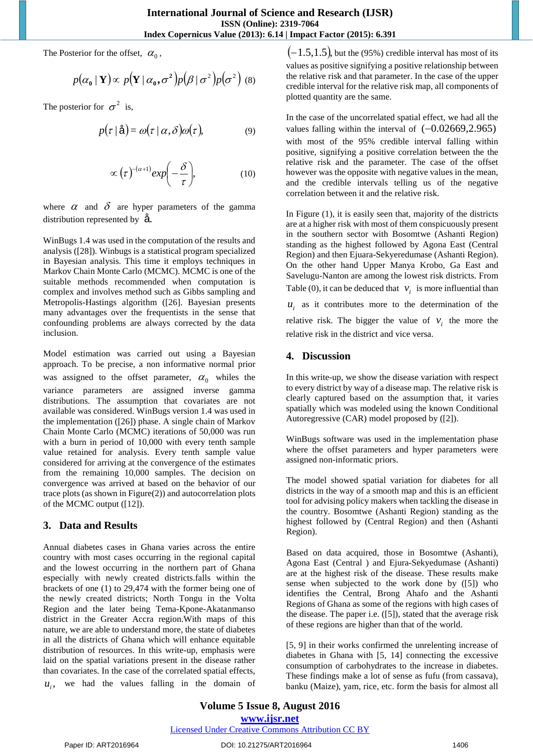The Posterior for the offset, $\alpha_0$,

$$p(\alpha_0 \mid \mathbf{Y}) \propto p(\mathbf{Y} \mid \alpha_0, \sigma^2) p(\beta \mid \sigma^2) p(\sigma^2) \quad (8)$$

The posterior for $\sigma^2$ is,

$$p(\tau \mid \text{å}) = \omega(\tau \mid \alpha, \delta)\omega(\tau), \quad (9)$$

$$\propto (\tau)^{-(\alpha+1)} exp\left(-\frac{\delta}{\tau}\right), \quad (10)$$

where $\alpha$ and $\delta$ are hyper parameters of the gamma distribution represented by å.

WinBugs 1.4 was used in the computation of the results and analysis ([28]). Winbugs is a statistical program specialized in Bayesian analysis. This time it employs techniques in Markov Chain Monte Carlo (MCMC). MCMC is one of the suitable methods recommended when computation is complex and involves method such as Gibbs sampling and Metropolis-Hastings algorithm ([26]. Bayesian presents many advantages over the frequentists in the sense that confounding problems are always corrected by the data inclusion.

Model estimation was carried out using a Bayesian approach. To be precise, a non informative normal prior was assigned to the offset parameter, $\alpha_0$ whiles the variance parameters are assigned inverse gamma distributions. The assumption that covariates are not available was considered. WinBugs version 1.4 was used in the implementation ([26]) phase. A single chain of Markov Chain Monte Carlo (MCMC) iterations of 50,000 was run with a burn in period of 10,000 with every tenth sample value retained for analysis. Every tenth sample value considered for arriving at the convergence of the estimates from the remaining 10,000 samples. The decision on convergence was arrived at based on the behavior of our trace plots (as shown in Figure(2)) and autocorrelation plots of the MCMC output ([12]).

## 3. Data and Results

Annual diabetes cases in Ghana varies across the entire country with most cases occurring in the regional capital and the lowest occurring in the northern part of Ghana especially with newly created districts.falls within the brackets of one (1) to 29,474 with the former being one of the newly created districts; North Tongu in the Volta Region and the later being Tema-Kpone-Akatanmanso district in the Greater Accra region.With maps of this nature, we are able to understand more, the state of diabetes in all the districts of Ghana which will enhance equitable distribution of resources. In this write-up, emphasis were laid on the spatial variations present in the disease rather than covariates. In the case of the correlated spatial effects, $u_i$, we had the values falling in the domain of $(-1.5, 1.5)$, but the (95%) credible interval has most of its values as positive signifying a positive relationship between the relative risk and that parameter. In the case of the upper credible interval for the relative risk map, all components of plotted quantity are the same.

In the case of the uncorrelated spatial effect, we had all the values falling within the interval of $(-0.02669, 2.965)$ with most of the 95% credible interval falling within positive, signifying a positive correlation between the the relative risk and the parameter. The case of the offset however was the opposite with negative values in the mean, and the credible intervals telling us of the negative correlation between it and the relative risk.

In Figure (1), it is easily seen that, majority of the districts are at a higher risk with most of them conspicuously present in the southern sector with Bosomtwe (Ashanti Region) standing as the highest followed by Agona East (Central Region) and then Ejuara-Sekyeredumase (Ashanti Region). On the other hand Upper Manya Krobo, Ga East and Savelugu-Nanton are among the lowest risk districts. From Table (0), it can be deduced that $v_i$ is more influential than $u_i$ as it contributes more to the determination of the relative risk. The bigger the value of $v_i$ the more the relative risk in the district and vice versa.

## 4. Discussion

In this write-up, we show the disease variation with respect to every district by way of a disease map. The relative risk is clearly captured based on the assumption that, it varies spatially which was modeled using the known Conditional Autoregressive (CAR) model proposed by ([2]).

WinBugs software was used in the implementation phase where the offset parameters and hyper parameters were assigned non-informatic priors.

The model showed spatial variation for diabetes for all districts in the way of a smooth map and this is an efficient tool for advising policy makers when tackling the disease in the country. Bosomtwe (Ashanti Region) standing as the highest followed by (Central Region) and then (Ashanti Region).

Based on data acquired, those in Bosomtwe (Ashanti), Agona East (Central ) and Ejura-Sekyedumase (Ashanti) are at the highest risk of the disease. These results make sense when subjected to the work done by ([5]) who identifies the Central, Brong Ahafo and the Ashanti Regions of Ghana as some of the regions with high cases of the disease. The paper i.e. ([5]), stated that the average risk of these regions are higher than that of the world.

[5, 9] in their works confirmed the unrelenting increase of diabetes in Ghana with [5, 14] connecting the excessive consumption of carbohydrates to the increase in diabetes. These findings make a lot of sense as fufu (from cassava), banku (Maize), yam, rice, etc. form the basis for almost all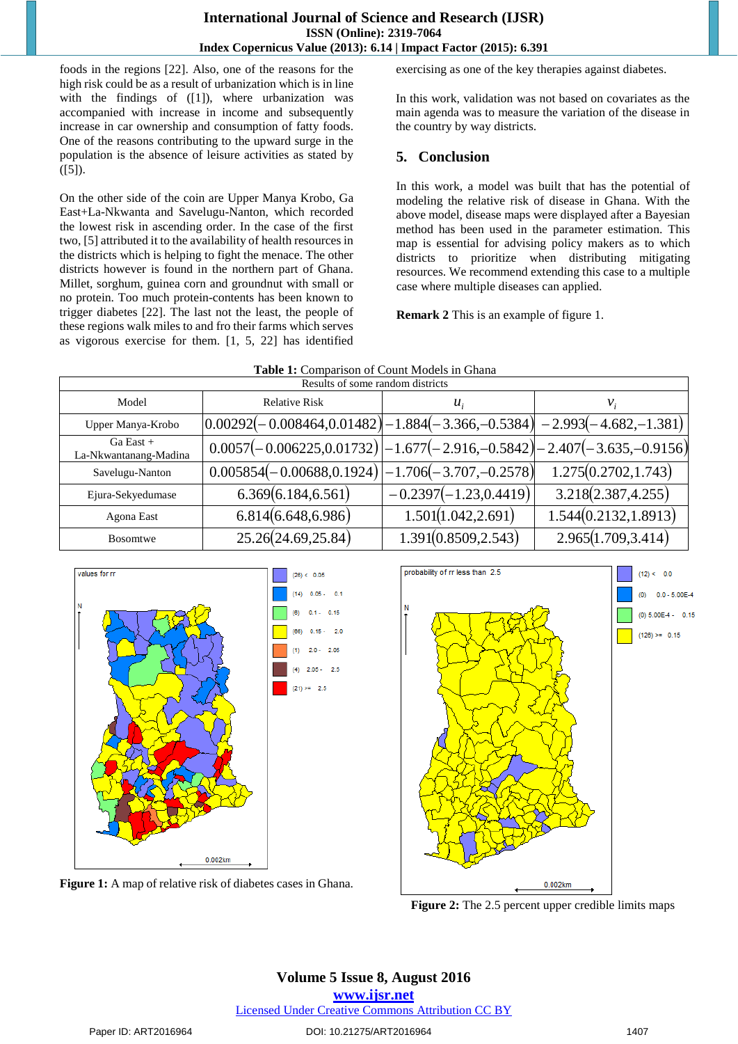foods in the regions [22]. Also, one of the reasons for the high risk could be as a result of urbanization which is in line with the findings of ([1]), where urbanization was accompanied with increase in income and subsequently increase in car ownership and consumption of fatty foods. One of the reasons contributing to the upward surge in the population is the absence of leisure activities as stated by ([5]).

On the other side of the coin are Upper Manya Krobo, Ga East+La-Nkwanta and Savelugu-Nanton, which recorded the lowest risk in ascending order. In the case of the first two, [5] attributed it to the availability of health resources in the districts which is helping to fight the menace. The other districts however is found in the northern part of Ghana. Millet, sorghum, guinea corn and groundnut with small or no protein. Too much protein-contents has been known to trigger diabetes [22]. The last not the least, the people of these regions walk miles to and fro their farms which serves as vigorous exercise for them. [1, 5, 22] has identified exercising as one of the key therapies against diabetes.

In this work, validation was not based on covariates as the main agenda was to measure the variation of the disease in the country by way districts.

## 5. Conclusion

In this work, a model was built that has the potential of modeling the relative risk of disease in Ghana. With the above model, disease maps were displayed after a Bayesian method has been used in the parameter estimation. This map is essential for advising policy makers as to which districts to prioritize when distributing mitigating resources. We recommend extending this case to a multiple case where multiple diseases can applied.

**Remark 2** This is an example of figure 1.

**Table 1:** Comparison of Count Models in Ghana

| Results of some random districts | | | |
|---|---|---|---|
| Model | Relative Risk | $u_i$ | $v_i$ |
| Upper Manya-Krobo | $0.00292(-0.008464, 0.01482)$ | $-1.884(-3.366, -0.5384)$ | $-2.993(-4.682, -1.381)$ |
| Ga East + La-Nkwantanang-Madina | $0.0057(-0.006225, 0.01732)$ | $-1.677(-2.916, -0.5842)$ | $-2.407(-3.635, -0.9156)$ |
| Savelugu-Nanton | $0.005854(-0.00688, 0.1924)$ | $-1.706(-3.707, -0.2578)$ | $1.275(0.2702, 1.743)$ |
| Ejura-Sekyedumase | $6.369(6.184, 6.561)$ | $-0.2397(-1.23, 0.4419)$ | $3.218(2.387, 4.255)$ |
| Agona East | $6.814(6.648, 6.986)$ | $1.501(1.042, 2.691)$ | $1.544(0.2132, 1.8913)$ |
| Bosomtwe | $25.26(24.69, 25.84)$ | $1.391(0.8509, 2.543)$ | $2.965(1.709, 3.414)$ |

**Figure 1:** A map of relative risk of diabetes cases in Ghana.

**Figure 2:** The 2.5 percent upper credible limits maps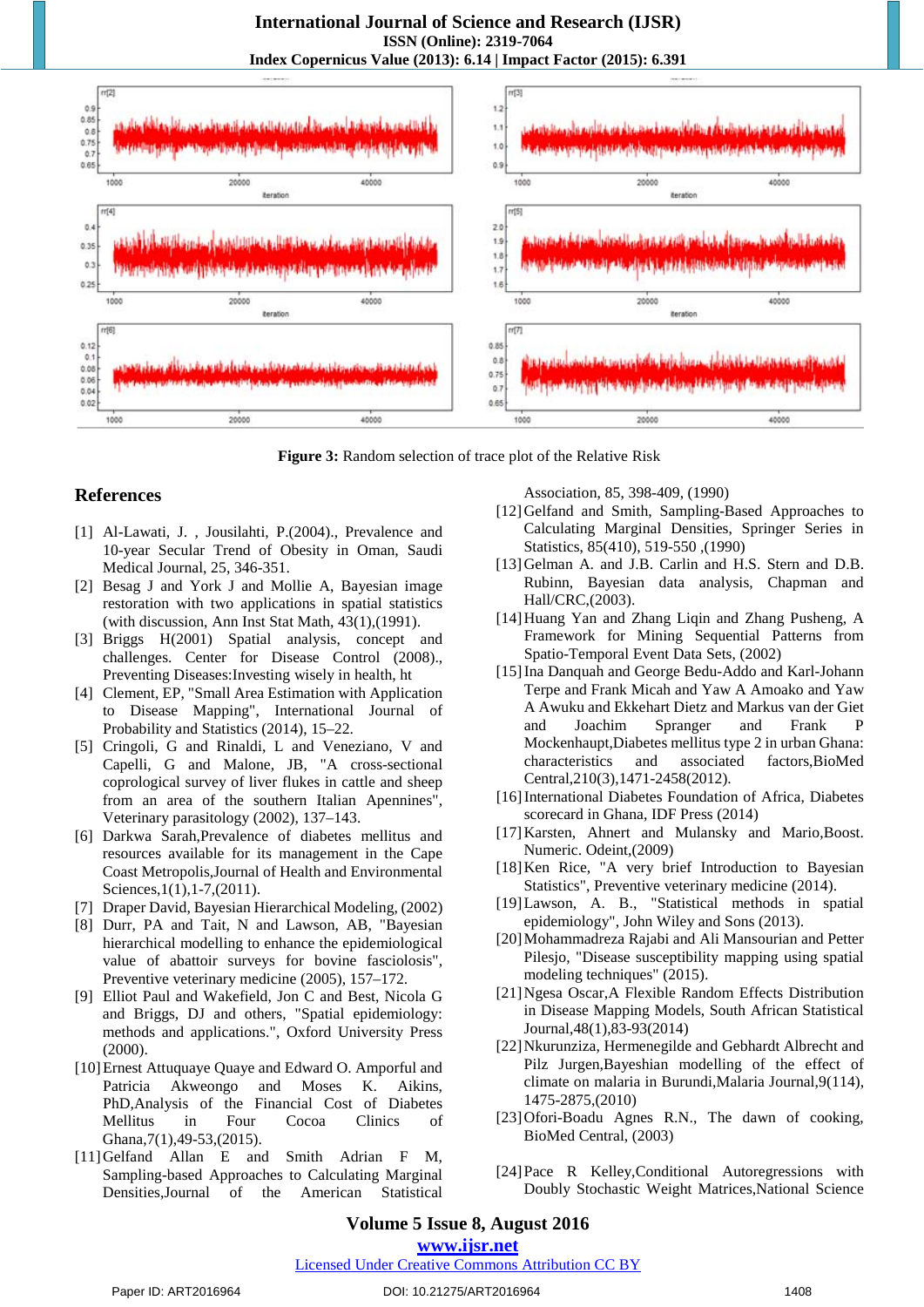**Figure 3:** Random selection of trace plot of the Relative Risk

## References

[1] Al-Lawati, J. , Jousilahti, P.(2004)., Prevalence and 10-year Secular Trend of Obesity in Oman, Saudi Medical Journal, 25, 346-351.

[2] Besag J and York J and Mollie A, Bayesian image restoration with two applications in spatial statistics (with discussion, Ann Inst Stat Math, 43(1),(1991).

[3] Briggs H(2001) Spatial analysis, concept and challenges. Center for Disease Control (2008)., Preventing Diseases:Investing wisely in health, ht

[4] Clement, EP, "Small Area Estimation with Application to Disease Mapping", International Journal of Probability and Statistics (2014), 15–22.

[5] Cringoli, G and Rinaldi, L and Veneziano, V and Capelli, G and Malone, JB, "A cross-sectional coprological survey of liver flukes in cattle and sheep from an area of the southern Italian Apennines", Veterinary parasitology (2002), 137–143.

[6] Darkwa Sarah,Prevalence of diabetes mellitus and resources available for its management in the Cape Coast Metropolis,Journal of Health and Environmental Sciences,1(1),1-7,(2011).

[7] Draper David, Bayesian Hierarchical Modeling, (2002)

[8] Durr, PA and Tait, N and Lawson, AB, "Bayesian hierarchical modelling to enhance the epidemiological value of abattoir surveys for bovine fasciolosis", Preventive veterinary medicine (2005), 157–172.

[9] Elliot Paul and Wakefield, Jon C and Best, Nicola G and Briggs, DJ and others, "Spatial epidemiology: methods and applications.", Oxford University Press (2000).

[10] Ernest Attuquaye Quaye and Edward O. Amporful and Patricia Akweongo and Moses K. Aikins, PhD,Analysis of the Financial Cost of Diabetes Mellitus in Four Cocoa Clinics of Ghana,7(1),49-53,(2015).

[11] Gelfand Allan E and Smith Adrian F M, Sampling-based Approaches to Calculating Marginal Densities,Journal of the American Statistical Association, 85, 398-409, (1990)

[12] Gelfand and Smith, Sampling-Based Approaches to Calculating Marginal Densities, Springer Series in Statistics, 85(410), 519-550 ,(1990)

[13] Gelman A. and J.B. Carlin and H.S. Stern and D.B. Rubinn, Bayesian data analysis, Chapman and Hall/CRC,(2003).

[14] Huang Yan and Zhang Liqin and Zhang Pusheng, A Framework for Mining Sequential Patterns from Spatio-Temporal Event Data Sets, (2002)

[15] Ina Danquah and George Bedu-Addo and Karl-Johann Terpe and Frank Micah and Yaw A Amoako and Yaw A Awuku and Ekkehart Dietz and Markus van der Giet and Joachim Spranger and Frank P Mockenhaupt,Diabetes mellitus type 2 in urban Ghana: characteristics and associated factors,BioMed Central,210(3),1471-2458(2012).

[16] International Diabetes Foundation of Africa, Diabetes scorecard in Ghana, IDF Press (2014)

[17] Karsten, Ahnert and Mulansky and Mario,Boost. Numeric. Odeint,(2009)

[18] Ken Rice, "A very brief Introduction to Bayesian Statistics", Preventive veterinary medicine (2014).

[19] Lawson, A. B., "Statistical methods in spatial epidemiology", John Wiley and Sons (2013).

[20] Mohammadreza Rajabi and Ali Mansourian and Petter Pilesjo, "Disease susceptibility mapping using spatial modeling techniques" (2015).

[21] Ngesa Oscar,A Flexible Random Effects Distribution in Disease Mapping Models, South African Statistical Journal,48(1),83-93(2014)

[22] Nkurunziza, Hermenegilde and Gebhardt Albrecht and Pilz Jurgen,Bayeshian modelling of the effect of climate on malaria in Burundi,Malaria Journal,9(114), 1475-2875,(2010)

[23] Ofori-Boadu Agnes R.N., The dawn of cooking, BioMed Central, (2003)

[24] Pace R Kelley,Conditional Autoregressions with Doubly Stochastic Weight Matrices,National Science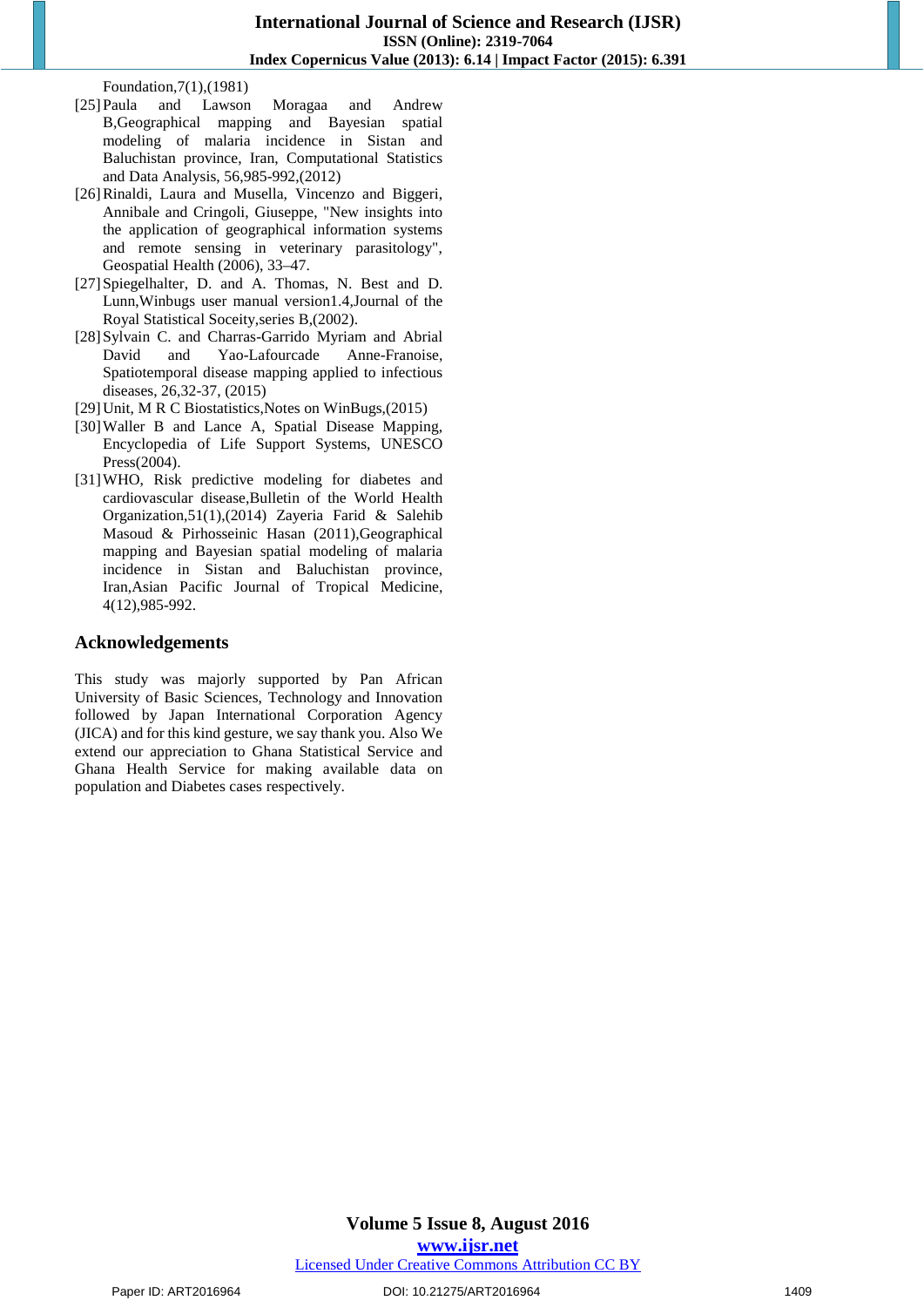Foundation,7(1),(1981)

[25] Paula and Lawson Moragaa and Andrew B,Geographical mapping and Bayesian spatial modeling of malaria incidence in Sistan and Baluchistan province, Iran, Computational Statistics and Data Analysis, 56,985-992,(2012)

[26] Rinaldi, Laura and Musella, Vincenzo and Biggeri, Annibale and Cringoli, Giuseppe, "New insights into the application of geographical information systems and remote sensing in veterinary parasitology", Geospatial Health (2006), 33–47.

[27] Spiegelhalter, D. and A. Thomas, N. Best and D. Lunn,Winbugs user manual version1.4,Journal of the Royal Statistical Soceity,series B,(2002).

[28] Sylvain C. and Charras-Garrido Myriam and Abrial David and Yao-Lafourcade Anne-Franoise, Spatiotemporal disease mapping applied to infectious diseases, 26,32-37, (2015)

[29] Unit, M R C Biostatistics,Notes on WinBugs,(2015)

[30] Waller B and Lance A, Spatial Disease Mapping, Encyclopedia of Life Support Systems, UNESCO Press(2004).

[31] WHO, Risk predictive modeling for diabetes and cardiovascular disease,Bulletin of the World Health Organization,51(1),(2014) Zayeria Farid & Salehib Masoud & Pirhosseinic Hasan (2011),Geographical mapping and Bayesian spatial modeling of malaria incidence in Sistan and Baluchistan province, Iran,Asian Pacific Journal of Tropical Medicine, 4(12),985-992.

## Acknowledgements

This study was majorly supported by Pan African University of Basic Sciences, Technology and Innovation followed by Japan International Corporation Agency (JICA) and for this kind gesture, we say thank you. Also We extend our appreciation to Ghana Statistical Service and Ghana Health Service for making available data on population and Diabetes cases respectively.